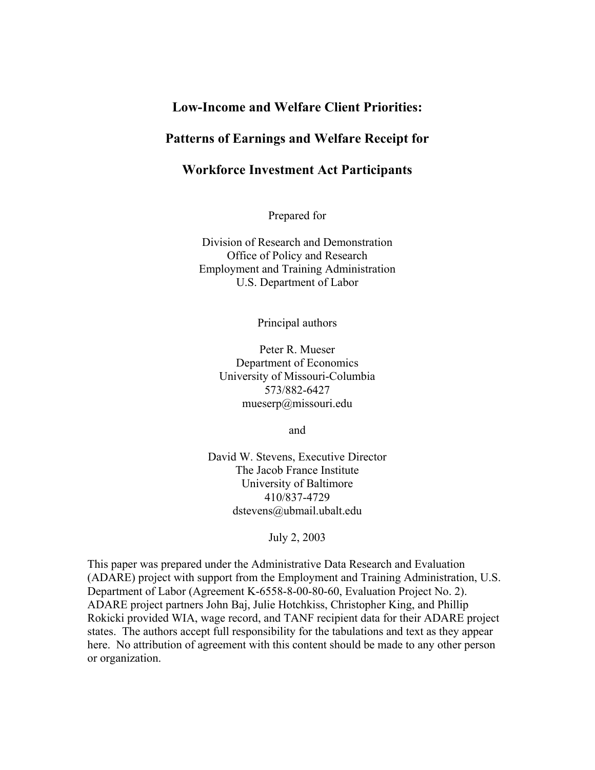# Low-Income and Welfare Client Priorities:

# Patterns of Earnings and Welfare Receipt for

# Workforce Investment Act Participants

Prepared for

Division of Research and Demonstration
Office of Policy and Research
Employment and Training Administration
U.S. Department of Labor

Principal authors

Peter R. Mueser
Department of Economics
University of Missouri-Columbia
573/882-6427
mueserp@missouri.edu

and

David W. Stevens, Executive Director
The Jacob France Institute
University of Baltimore
410/837-4729
dstevens@ubmail.ubalt.edu

July 2, 2003

This paper was prepared under the Administrative Data Research and Evaluation (ADARE) project with support from the Employment and Training Administration, U.S. Department of Labor (Agreement K-6558-8-00-80-60, Evaluation Project No. 2). ADARE project partners John Baj, Julie Hotchkiss, Christopher King, and Phillip Rokicki provided WIA, wage record, and TANF recipient data for their ADARE project states. The authors accept full responsibility for the tabulations and text as they appear here. No attribution of agreement with this content should be made to any other person or organization.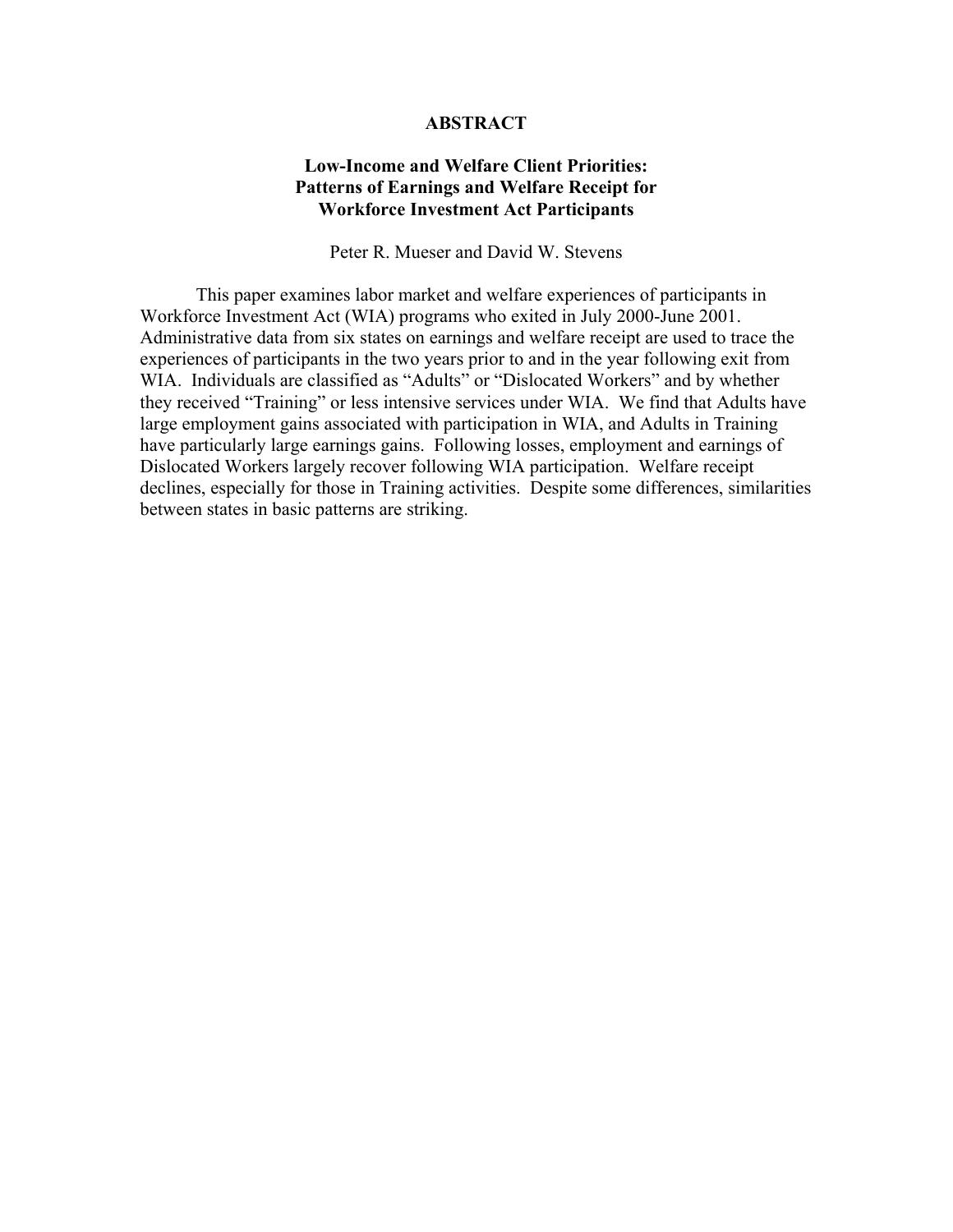## ABSTRACT

### Low-Income and Welfare Client Priorities: Patterns of Earnings and Welfare Receipt for Workforce Investment Act Participants

Peter R. Mueser and David W. Stevens

This paper examines labor market and welfare experiences of participants in Workforce Investment Act (WIA) programs who exited in July 2000-June 2001. Administrative data from six states on earnings and welfare receipt are used to trace the experiences of participants in the two years prior to and in the year following exit from WIA. Individuals are classified as "Adults" or "Dislocated Workers" and by whether they received "Training" or less intensive services under WIA. We find that Adults have large employment gains associated with participation in WIA, and Adults in Training have particularly large earnings gains. Following losses, employment and earnings of Dislocated Workers largely recover following WIA participation. Welfare receipt declines, especially for those in Training activities. Despite some differences, similarities between states in basic patterns are striking.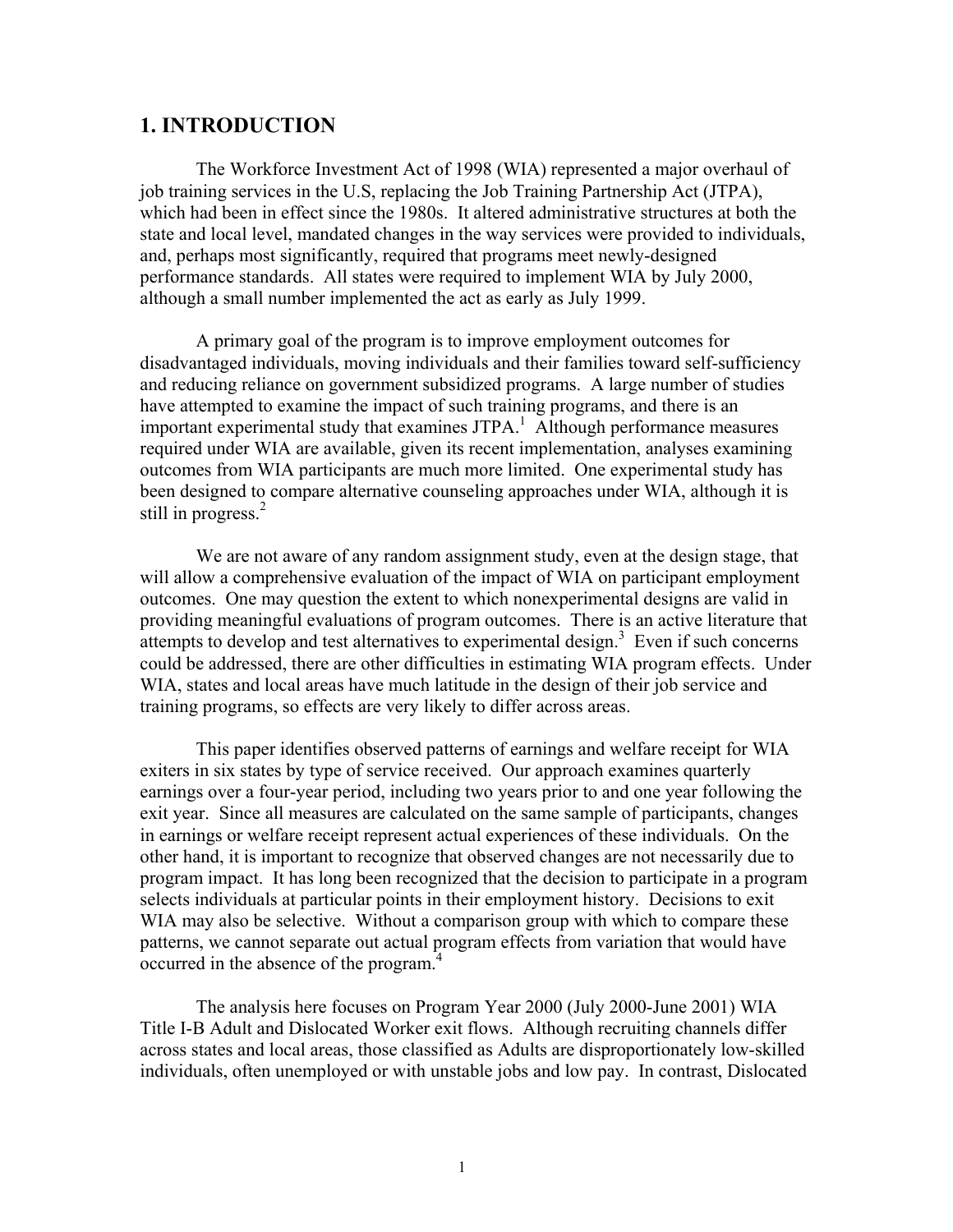## 1. INTRODUCTION

The Workforce Investment Act of 1998 (WIA) represented a major overhaul of job training services in the U.S, replacing the Job Training Partnership Act (JTPA), which had been in effect since the 1980s. It altered administrative structures at both the state and local level, mandated changes in the way services were provided to individuals, and, perhaps most significantly, required that programs meet newly-designed performance standards. All states were required to implement WIA by July 2000, although a small number implemented the act as early as July 1999.

A primary goal of the program is to improve employment outcomes for disadvantaged individuals, moving individuals and their families toward self-sufficiency and reducing reliance on government subsidized programs. A large number of studies have attempted to examine the impact of such training programs, and there is an important experimental study that examines JTPA.[1] Although performance measures required under WIA are available, given its recent implementation, analyses examining outcomes from WIA participants are much more limited. One experimental study has been designed to compare alternative counseling approaches under WIA, although it is still in progress.[2]

We are not aware of any random assignment study, even at the design stage, that will allow a comprehensive evaluation of the impact of WIA on participant employment outcomes. One may question the extent to which nonexperimental designs are valid in providing meaningful evaluations of program outcomes. There is an active literature that attempts to develop and test alternatives to experimental design.[3] Even if such concerns could be addressed, there are other difficulties in estimating WIA program effects. Under WIA, states and local areas have much latitude in the design of their job service and training programs, so effects are very likely to differ across areas.

This paper identifies observed patterns of earnings and welfare receipt for WIA exiters in six states by type of service received. Our approach examines quarterly earnings over a four-year period, including two years prior to and one year following the exit year. Since all measures are calculated on the same sample of participants, changes in earnings or welfare receipt represent actual experiences of these individuals. On the other hand, it is important to recognize that observed changes are not necessarily due to program impact. It has long been recognized that the decision to participate in a program selects individuals at particular points in their employment history. Decisions to exit WIA may also be selective. Without a comparison group with which to compare these patterns, we cannot separate out actual program effects from variation that would have occurred in the absence of the program.[4]

The analysis here focuses on Program Year 2000 (July 2000-June 2001) WIA Title I-B Adult and Dislocated Worker exit flows. Although recruiting channels differ across states and local areas, those classified as Adults are disproportionately low-skilled individuals, often unemployed or with unstable jobs and low pay. In contrast, Dislocated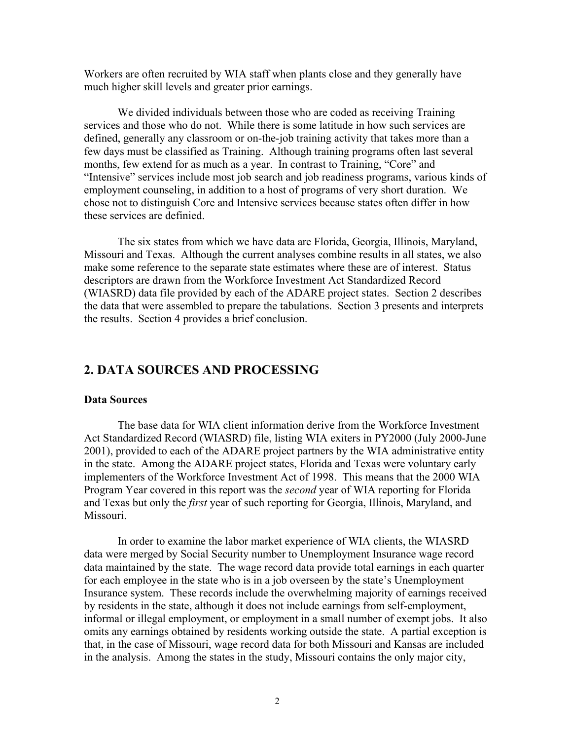Workers are often recruited by WIA staff when plants close and they generally have much higher skill levels and greater prior earnings.

We divided individuals between those who are coded as receiving Training services and those who do not. While there is some latitude in how such services are defined, generally any classroom or on-the-job training activity that takes more than a few days must be classified as Training. Although training programs often last several months, few extend for as much as a year. In contrast to Training, "Core" and "Intensive" services include most job search and job readiness programs, various kinds of employment counseling, in addition to a host of programs of very short duration. We chose not to distinguish Core and Intensive services because states often differ in how these services are definied.

The six states from which we have data are Florida, Georgia, Illinois, Maryland, Missouri and Texas. Although the current analyses combine results in all states, we also make some reference to the separate state estimates where these are of interest. Status descriptors are drawn from the Workforce Investment Act Standardized Record (WIASRD) data file provided by each of the ADARE project states. Section 2 describes the data that were assembled to prepare the tabulations. Section 3 presents and interprets the results. Section 4 provides a brief conclusion.

## 2. DATA SOURCES AND PROCESSING

### Data Sources

The base data for WIA client information derive from the Workforce Investment Act Standardized Record (WIASRD) file, listing WIA exiters in PY2000 (July 2000-June 2001), provided to each of the ADARE project partners by the WIA administrative entity in the state. Among the ADARE project states, Florida and Texas were voluntary early implementers of the Workforce Investment Act of 1998. This means that the 2000 WIA Program Year covered in this report was the *second* year of WIA reporting for Florida and Texas but only the *first* year of such reporting for Georgia, Illinois, Maryland, and Missouri.

In order to examine the labor market experience of WIA clients, the WIASRD data were merged by Social Security number to Unemployment Insurance wage record data maintained by the state. The wage record data provide total earnings in each quarter for each employee in the state who is in a job overseen by the state's Unemployment Insurance system. These records include the overwhelming majority of earnings received by residents in the state, although it does not include earnings from self-employment, informal or illegal employment, or employment in a small number of exempt jobs. It also omits any earnings obtained by residents working outside the state. A partial exception is that, in the case of Missouri, wage record data for both Missouri and Kansas are included in the analysis. Among the states in the study, Missouri contains the only major city,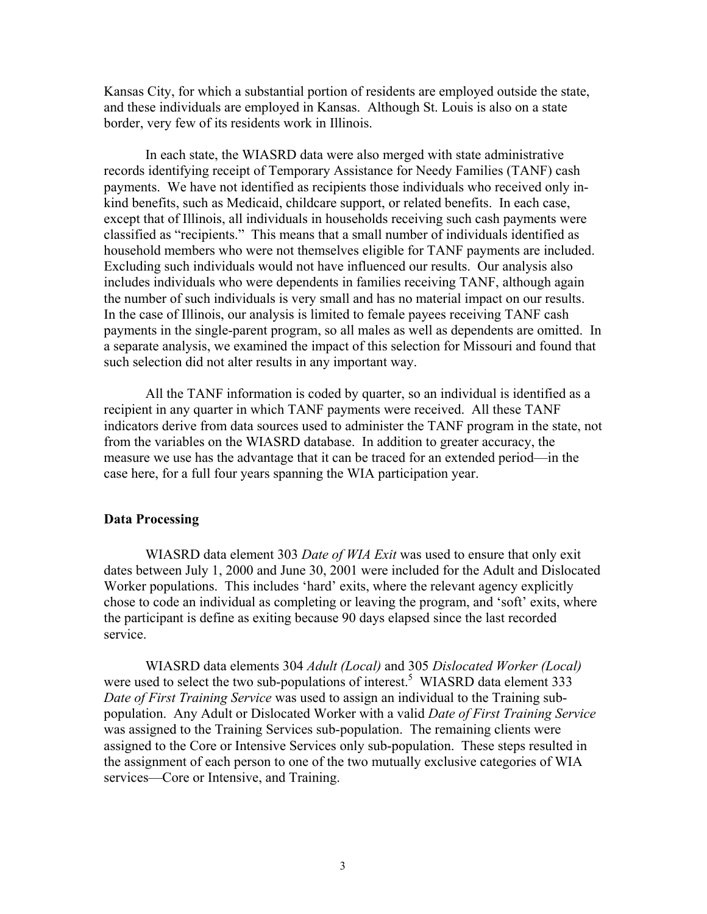Kansas City, for which a substantial portion of residents are employed outside the state, and these individuals are employed in Kansas. Although St. Louis is also on a state border, very few of its residents work in Illinois.

In each state, the WIASRD data were also merged with state administrative records identifying receipt of Temporary Assistance for Needy Families (TANF) cash payments. We have not identified as recipients those individuals who received only in-kind benefits, such as Medicaid, childcare support, or related benefits. In each case, except that of Illinois, all individuals in households receiving such cash payments were classified as "recipients." This means that a small number of individuals identified as household members who were not themselves eligible for TANF payments are included. Excluding such individuals would not have influenced our results. Our analysis also includes individuals who were dependents in families receiving TANF, although again the number of such individuals is very small and has no material impact on our results. In the case of Illinois, our analysis is limited to female payees receiving TANF cash payments in the single-parent program, so all males as well as dependents are omitted. In a separate analysis, we examined the impact of this selection for Missouri and found that such selection did not alter results in any important way.

All the TANF information is coded by quarter, so an individual is identified as a recipient in any quarter in which TANF payments were received. All these TANF indicators derive from data sources used to administer the TANF program in the state, not from the variables on the WIASRD database. In addition to greater accuracy, the measure we use has the advantage that it can be traced for an extended period—in the case here, for a full four years spanning the WIA participation year.

**Data Processing**

WIASRD data element 303 *Date of WIA Exit* was used to ensure that only exit dates between July 1, 2000 and June 30, 2001 were included for the Adult and Dislocated Worker populations. This includes 'hard' exits, where the relevant agency explicitly chose to code an individual as completing or leaving the program, and 'soft' exits, where the participant is define as exiting because 90 days elapsed since the last recorded service.

WIASRD data elements 304 *Adult (Local)* and 305 *Dislocated Worker (Local)* were used to select the two sub-populations of interest.[5] WIASRD data element 333 *Date of First Training Service* was used to assign an individual to the Training sub-population. Any Adult or Dislocated Worker with a valid *Date of First Training Service* was assigned to the Training Services sub-population. The remaining clients were assigned to the Core or Intensive Services only sub-population. These steps resulted in the assignment of each person to one of the two mutually exclusive categories of WIA services—Core or Intensive, and Training.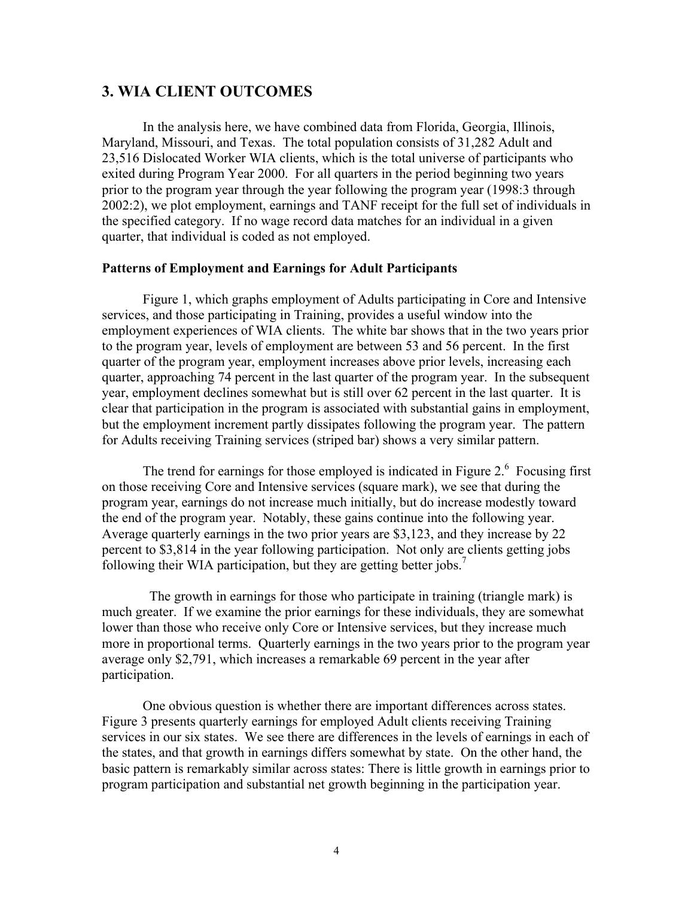## 3. WIA CLIENT OUTCOMES

In the analysis here, we have combined data from Florida, Georgia, Illinois, Maryland, Missouri, and Texas. The total population consists of 31,282 Adult and 23,516 Dislocated Worker WIA clients, which is the total universe of participants who exited during Program Year 2000. For all quarters in the period beginning two years prior to the program year through the year following the program year (1998:3 through 2002:2), we plot employment, earnings and TANF receipt for the full set of individuals in the specified category. If no wage record data matches for an individual in a given quarter, that individual is coded as not employed.

### Patterns of Employment and Earnings for Adult Participants

Figure 1, which graphs employment of Adults participating in Core and Intensive services, and those participating in Training, provides a useful window into the employment experiences of WIA clients. The white bar shows that in the two years prior to the program year, levels of employment are between 53 and 56 percent. In the first quarter of the program year, employment increases above prior levels, increasing each quarter, approaching 74 percent in the last quarter of the program year. In the subsequent year, employment declines somewhat but is still over 62 percent in the last quarter. It is clear that participation in the program is associated with substantial gains in employment, but the employment increment partly dissipates following the program year. The pattern for Adults receiving Training services (striped bar) shows a very similar pattern.

The trend for earnings for those employed is indicated in Figure 2.[6] Focusing first on those receiving Core and Intensive services (square mark), we see that during the program year, earnings do not increase much initially, but do increase modestly toward the end of the program year. Notably, these gains continue into the following year. Average quarterly earnings in the two prior years are $3,123, and they increase by 22 percent to $3,814 in the year following participation. Not only are clients getting jobs following their WIA participation, but they are getting better jobs.[7]

The growth in earnings for those who participate in training (triangle mark) is much greater. If we examine the prior earnings for these individuals, they are somewhat lower than those who receive only Core or Intensive services, but they increase much more in proportional terms. Quarterly earnings in the two years prior to the program year average only $2,791, which increases a remarkable 69 percent in the year after participation.

One obvious question is whether there are important differences across states. Figure 3 presents quarterly earnings for employed Adult clients receiving Training services in our six states. We see there are differences in the levels of earnings in each of the states, and that growth in earnings differs somewhat by state. On the other hand, the basic pattern is remarkably similar across states: There is little growth in earnings prior to program participation and substantial net growth beginning in the participation year.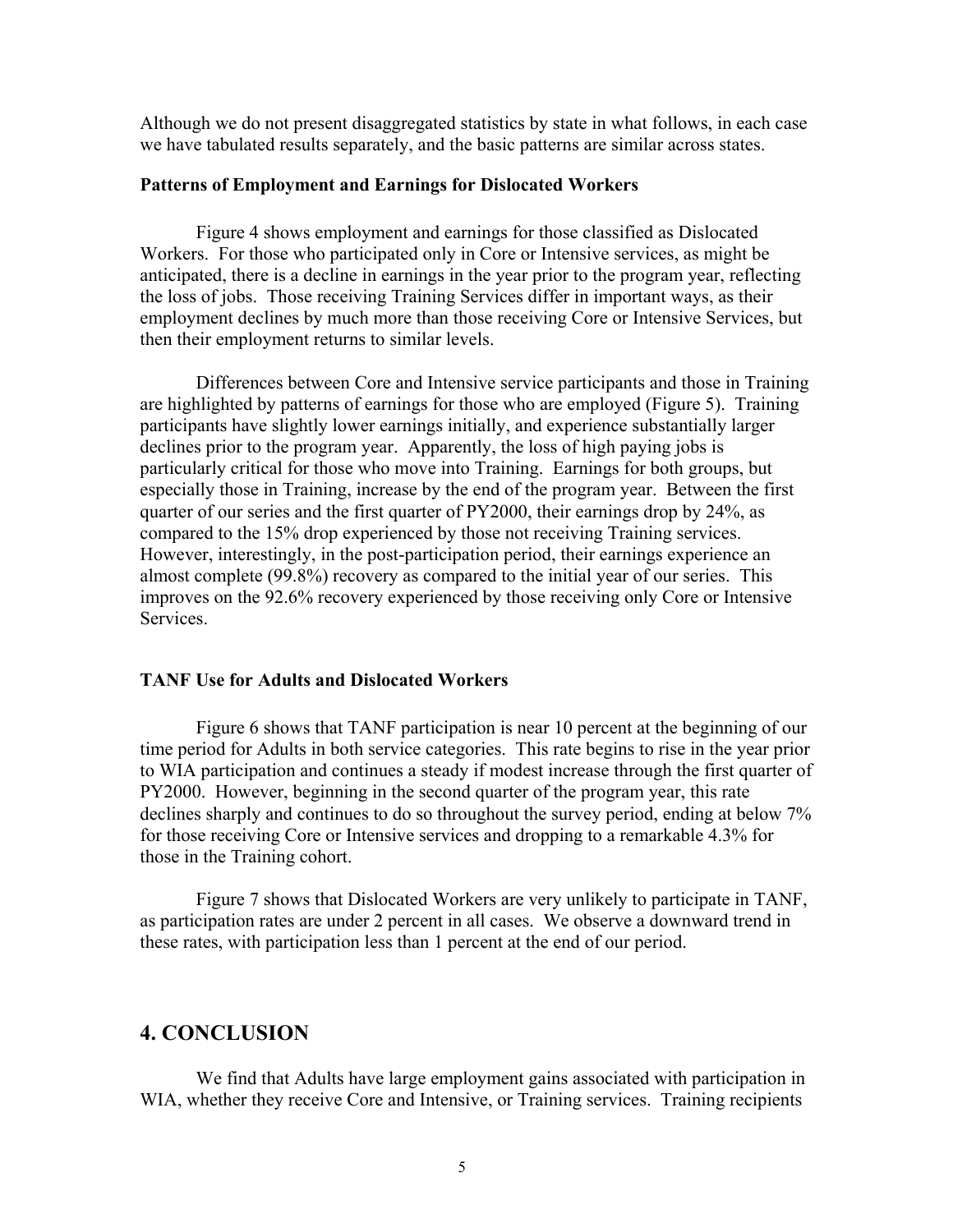Although we do not present disaggregated statistics by state in what follows, in each case we have tabulated results separately, and the basic patterns are similar across states.

### Patterns of Employment and Earnings for Dislocated Workers

Figure 4 shows employment and earnings for those classified as Dislocated Workers. For those who participated only in Core or Intensive services, as might be anticipated, there is a decline in earnings in the year prior to the program year, reflecting the loss of jobs. Those receiving Training Services differ in important ways, as their employment declines by much more than those receiving Core or Intensive Services, but then their employment returns to similar levels.

Differences between Core and Intensive service participants and those in Training are highlighted by patterns of earnings for those who are employed (Figure 5). Training participants have slightly lower earnings initially, and experience substantially larger declines prior to the program year. Apparently, the loss of high paying jobs is particularly critical for those who move into Training. Earnings for both groups, but especially those in Training, increase by the end of the program year. Between the first quarter of our series and the first quarter of PY2000, their earnings drop by 24%, as compared to the 15% drop experienced by those not receiving Training services. However, interestingly, in the post-participation period, their earnings experience an almost complete (99.8%) recovery as compared to the initial year of our series. This improves on the 92.6% recovery experienced by those receiving only Core or Intensive Services.

### TANF Use for Adults and Dislocated Workers

Figure 6 shows that TANF participation is near 10 percent at the beginning of our time period for Adults in both service categories. This rate begins to rise in the year prior to WIA participation and continues a steady if modest increase through the first quarter of PY2000. However, beginning in the second quarter of the program year, this rate declines sharply and continues to do so throughout the survey period, ending at below 7% for those receiving Core or Intensive services and dropping to a remarkable 4.3% for those in the Training cohort.

Figure 7 shows that Dislocated Workers are very unlikely to participate in TANF, as participation rates are under 2 percent in all cases. We observe a downward trend in these rates, with participation less than 1 percent at the end of our period.

## 4. CONCLUSION

We find that Adults have large employment gains associated with participation in WIA, whether they receive Core and Intensive, or Training services. Training recipients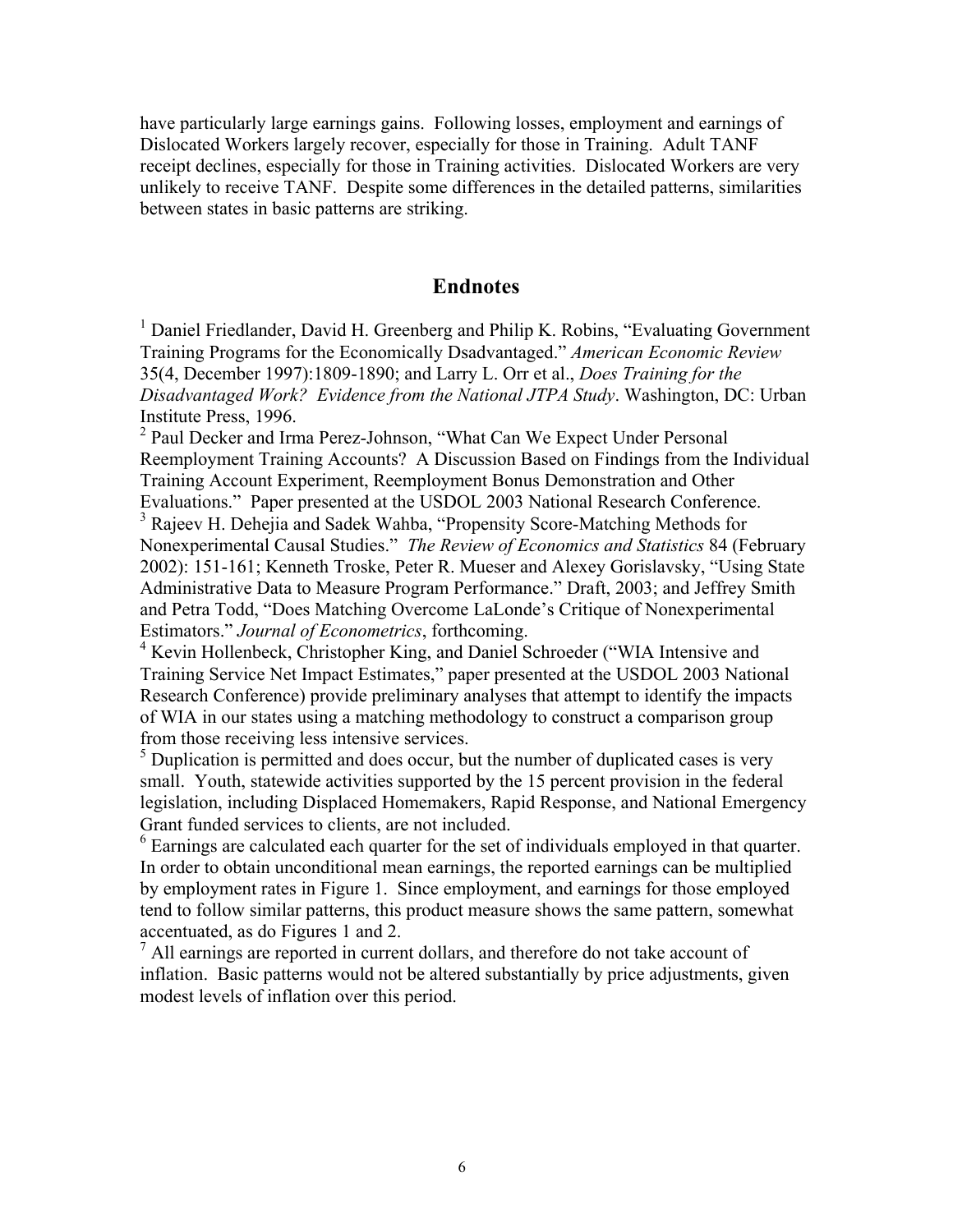have particularly large earnings gains. Following losses, employment and earnings of Dislocated Workers largely recover, especially for those in Training. Adult TANF receipt declines, especially for those in Training activities. Dislocated Workers are very unlikely to receive TANF. Despite some differences in the detailed patterns, similarities between states in basic patterns are striking.

## Endnotes

[1] Daniel Friedlander, David H. Greenberg and Philip K. Robins, "Evaluating Government Training Programs for the Economically Dsadvantaged." *American Economic Review* 35(4, December 1997):1809-1890; and Larry L. Orr et al., *Does Training for the Disadvantaged Work? Evidence from the National JTPA Study*. Washington, DC: Urban Institute Press, 1996.

[2] Paul Decker and Irma Perez-Johnson, "What Can We Expect Under Personal Reemployment Training Accounts? A Discussion Based on Findings from the Individual Training Account Experiment, Reemployment Bonus Demonstration and Other Evaluations." Paper presented at the USDOL 2003 National Research Conference.

[3] Rajeev H. Dehejia and Sadek Wahba, "Propensity Score-Matching Methods for Nonexperimental Causal Studies." *The Review of Economics and Statistics* 84 (February 2002): 151-161; Kenneth Troske, Peter R. Mueser and Alexey Gorislavsky, "Using State Administrative Data to Measure Program Performance." Draft, 2003; and Jeffrey Smith and Petra Todd, "Does Matching Overcome LaLonde's Critique of Nonexperimental Estimators." *Journal of Econometrics*, forthcoming.

[4] Kevin Hollenbeck, Christopher King, and Daniel Schroeder ("WIA Intensive and Training Service Net Impact Estimates," paper presented at the USDOL 2003 National Research Conference) provide preliminary analyses that attempt to identify the impacts of WIA in our states using a matching methodology to construct a comparison group from those receiving less intensive services.

[5] Duplication is permitted and does occur, but the number of duplicated cases is very small. Youth, statewide activities supported by the 15 percent provision in the federal legislation, including Displaced Homemakers, Rapid Response, and National Emergency Grant funded services to clients, are not included.

[6] Earnings are calculated each quarter for the set of individuals employed in that quarter. In order to obtain unconditional mean earnings, the reported earnings can be multiplied by employment rates in Figure 1. Since employment, and earnings for those employed tend to follow similar patterns, this product measure shows the same pattern, somewhat accentuated, as do Figures 1 and 2.

[7] All earnings are reported in current dollars, and therefore do not take account of inflation. Basic patterns would not be altered substantially by price adjustments, given modest levels of inflation over this period.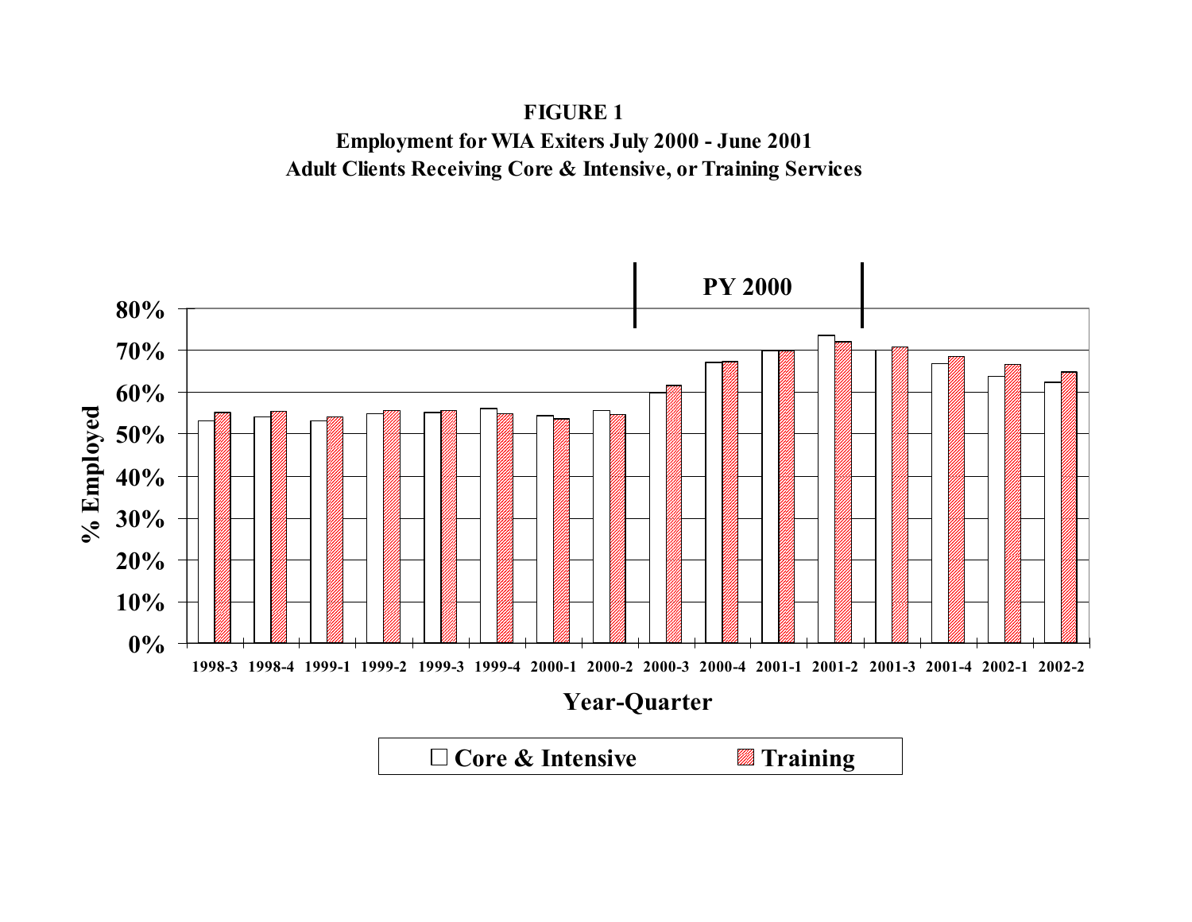**FIGURE 1**
**Employment for WIA Exiters July 2000 - June 2001**
**Adult Clients Receiving Core & Intensive, or Training Services**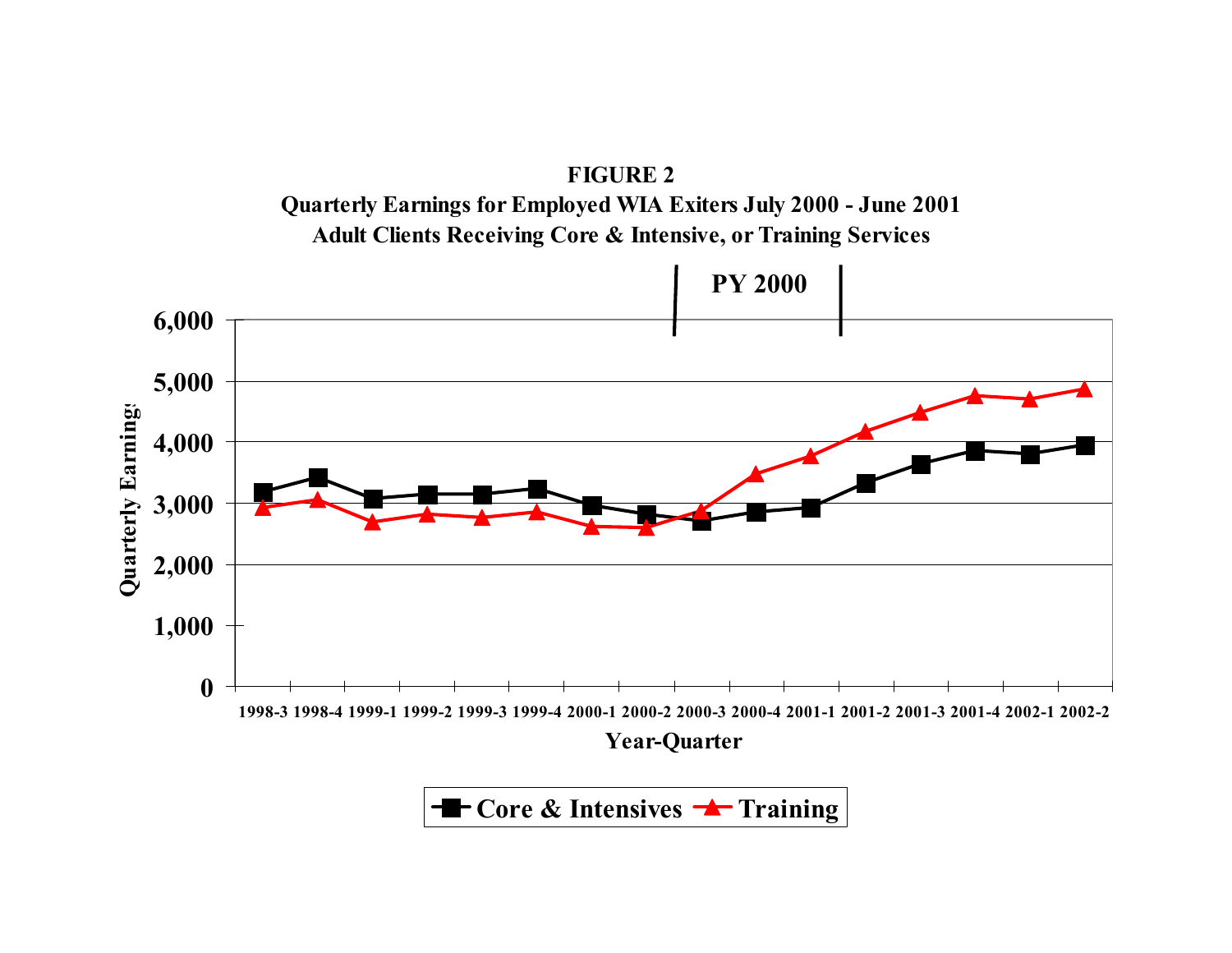**FIGURE 2**

**Quarterly Earnings for Employed WIA Exiters July 2000 - June 2001**

**Adult Clients Receiving Core & Intensive, or Training Services**

PY 2000

Quarterly Earnings

6,000
5,000
4,000
3,000
2,000
1,000
0

1998-3 1998-4 1999-1 1999-2 1999-3 1999-4 2000-1 2000-2 2000-3 2000-4 2001-1 2001-2 2001-3 2001-4 2002-1 2002-2

Year-Quarter

Core & Intensives — Training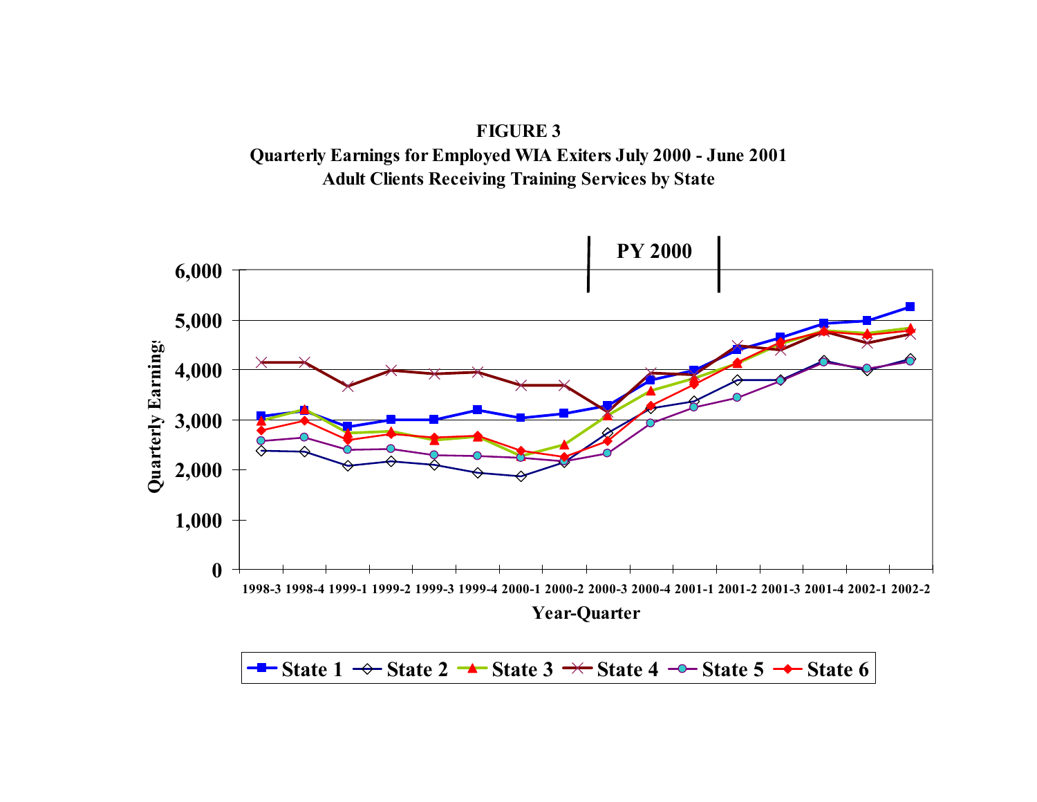**FIGURE 3**
**Quarterly Earnings for Employed WIA Exiters July 2000 - June 2001**
**Adult Clients Receiving Training Services by State**

PY 2000

Quarterly Earnings

6,000
5,000
4,000
3,000
2,000
1,000
0

1998-3 1998-4 1999-1 1999-2 1999-3 1999-4 2000-1 2000-2 2000-3 2000-4 2001-1 2001-2 2001-3 2001-4 2002-1 2002-2

Year-Quarter

State 1, State 2, State 3, State 4, State 5, State 6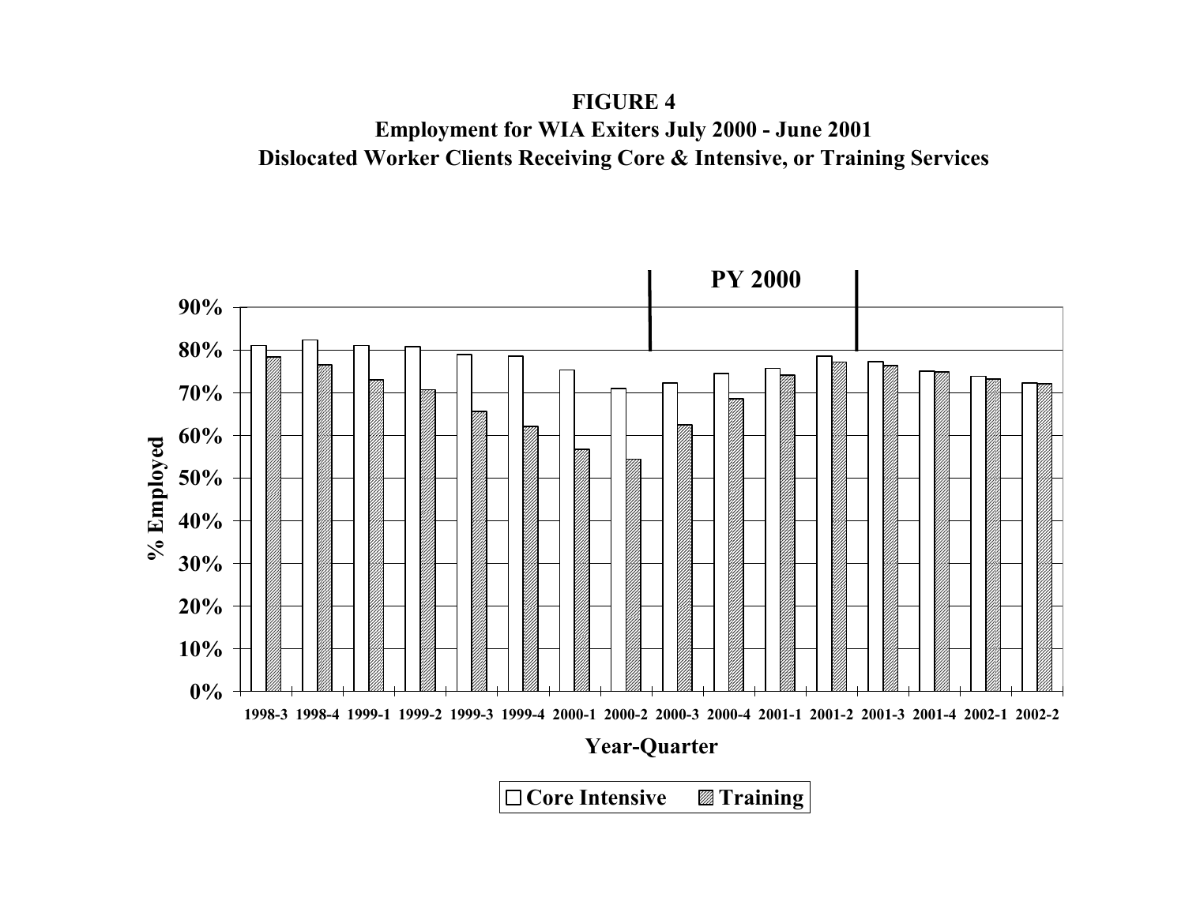**FIGURE 4**
**Employment for WIA Exiters July 2000 - June 2001**
**Dislocated Worker Clients Receiving Core & Intensive, or Training Services**

PY 2000

% Employed

Year-Quarter

□ Core Intensive ▨ Training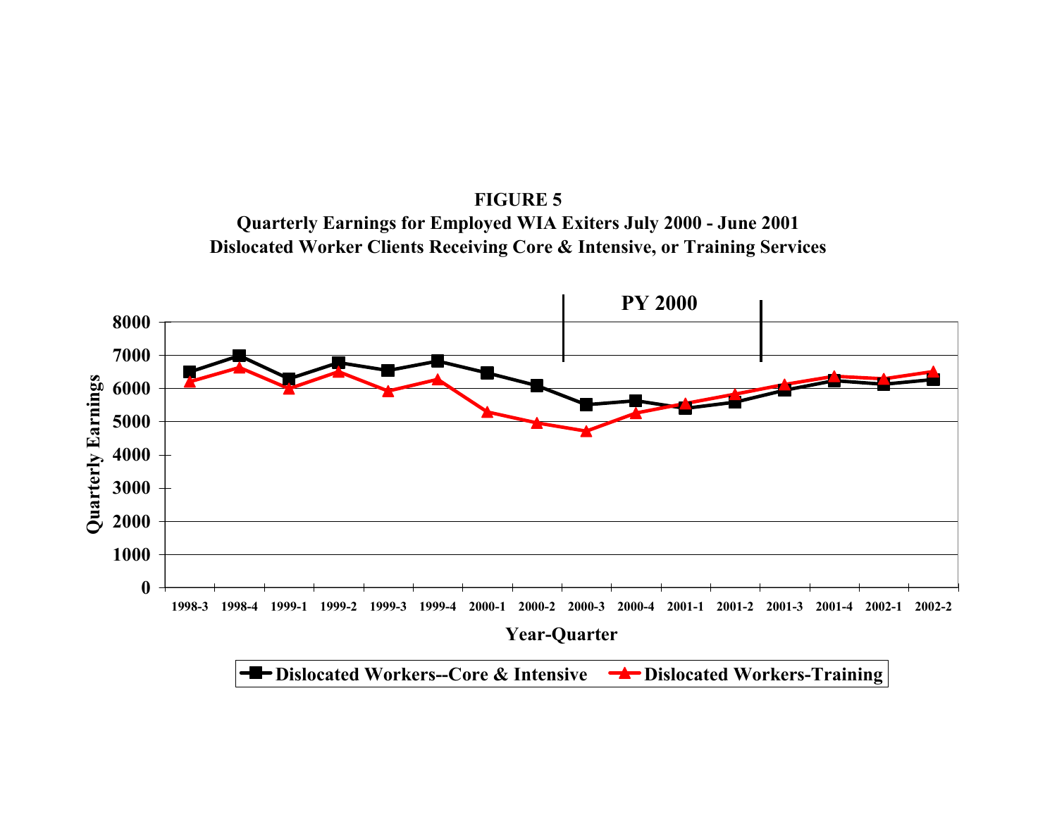**FIGURE 5**

**Quarterly Earnings for Employed WIA Exiters July 2000 - June 2001**

**Dislocated Worker Clients Receiving Core & Intensive, or Training Services**

**PY 2000**

Quarterly Earnings

8000
7000
6000
5000
4000
3000
2000
1000
0

1998-3 1998-4 1999-1 1999-2 1999-3 1999-4 2000-1 2000-2 2000-3 2000-4 2001-1 2001-2 2001-3 2001-4 2002-1 2002-2

**Year-Quarter**

Dislocated Workers--Core & Intensive    Dislocated Workers-Training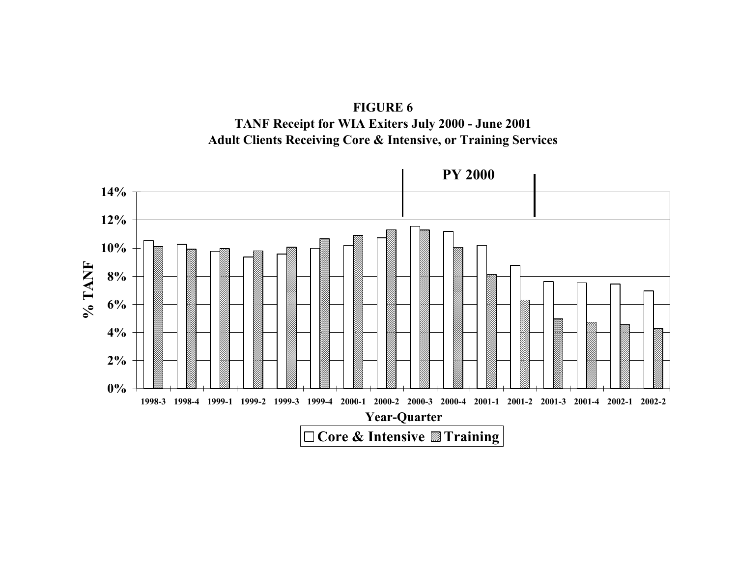**FIGURE 6**

**TANF Receipt for WIA Exiters July 2000 - June 2001**

**Adult Clients Receiving Core & Intensive, or Training Services**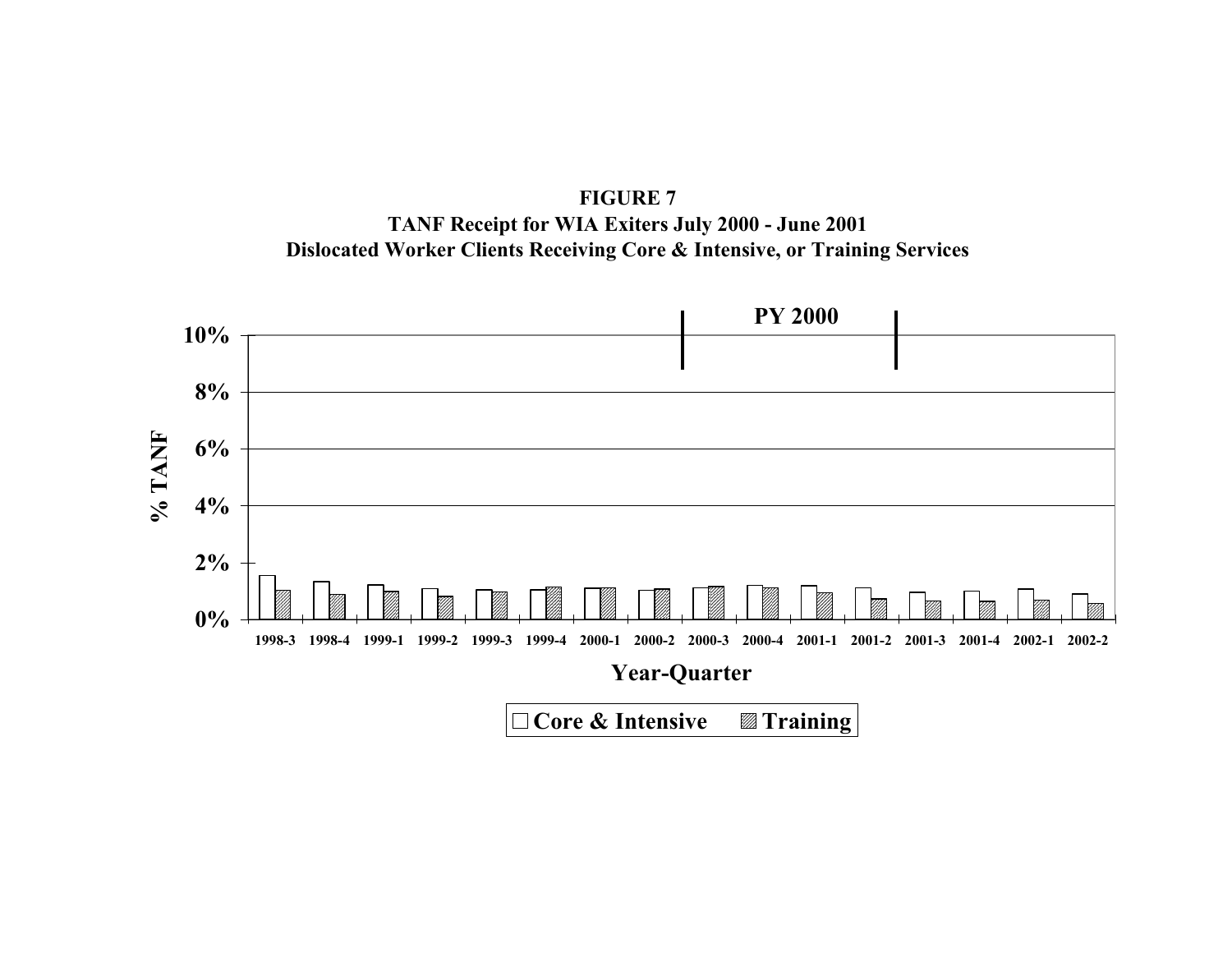**FIGURE 7**
**TANF Receipt for WIA Exiters July 2000 - June 2001**
**Dislocated Worker Clients Receiving Core & Intensive, or Training Services**

PY 2000

% TANF

10%
8%
6%
4%
2%
0%

1998-3 1998-4 1999-1 1999-2 1999-3 1999-4 2000-1 2000-2 2000-3 2000-4 2001-1 2001-2 2001-3 2001-4 2002-1 2002-2

Year-Quarter

Core & Intensive
Training